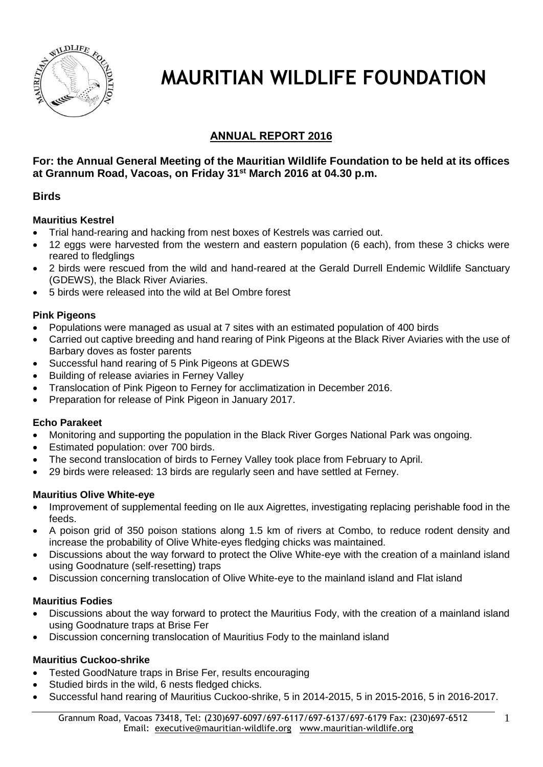# MAURITIAN WILDLIFE FOUNDATION

## ANNUAL REPORT 2016

**For: the Annual General Meeting of the Mauritian Wildlife Foundation to be held at its offices at Grannum Road, Vacoas, on Friday 31st March 2016 at 04.30 p.m.**

## Birds

### Mauritius Kestrel

- Trial hand-rearing and hacking from nest boxes of Kestrels was carried out.
- 12 eggs were harvested from the western and eastern population (6 each), from these 3 chicks were reared to fledglings
- 2 birds were rescued from the wild and hand-reared at the Gerald Durrell Endemic Wildlife Sanctuary (GDEWS), the Black River Aviaries.
- 5 birds were released into the wild at Bel Ombre forest

### Pink Pigeons

- Populations were managed as usual at 7 sites with an estimated population of 400 birds
- Carried out captive breeding and hand rearing of Pink Pigeons at the Black River Aviaries with the use of Barbary doves as foster parents
- Successful hand rearing of 5 Pink Pigeons at GDEWS
- Building of release aviaries in Ferney Valley
- Translocation of Pink Pigeon to Ferney for acclimatization in December 2016.
- Preparation for release of Pink Pigeon in January 2017.

### Echo Parakeet

- Monitoring and supporting the population in the Black River Gorges National Park was ongoing.
- Estimated population: over 700 birds.
- The second translocation of birds to Ferney Valley took place from February to April.
- 29 birds were released: 13 birds are regularly seen and have settled at Ferney.

### Mauritius Olive White-eye

- Improvement of supplemental feeding on Ile aux Aigrettes, investigating replacing perishable food in the feeds.
- A poison grid of 350 poison stations along 1.5 km of rivers at Combo, to reduce rodent density and increase the probability of Olive White-eyes fledging chicks was maintained.
- Discussions about the way forward to protect the Olive White-eye with the creation of a mainland island using Goodnature (self-resetting) traps
- Discussion concerning translocation of Olive White-eye to the mainland island and Flat island

### Mauritius Fodies

- Discussions about the way forward to protect the Mauritius Fody, with the creation of a mainland island using Goodnature traps at Brise Fer
- Discussion concerning translocation of Mauritius Fody to the mainland island

### Mauritius Cuckoo-shrike

- Tested GoodNature traps in Brise Fer, results encouraging
- Studied birds in the wild, 6 nests fledged chicks.
- Successful hand rearing of Mauritius Cuckoo-shrike, 5 in 2014-2015, 5 in 2015-2016, 5 in 2016-2017.

Grannum Road, Vacoas 73418, Tel: (230)697-6097/697-6117/697-6137/697-6179 Fax: (230)697-6512
Email: executive@mauritian-wildlife.org www.mauritian-wildlife.org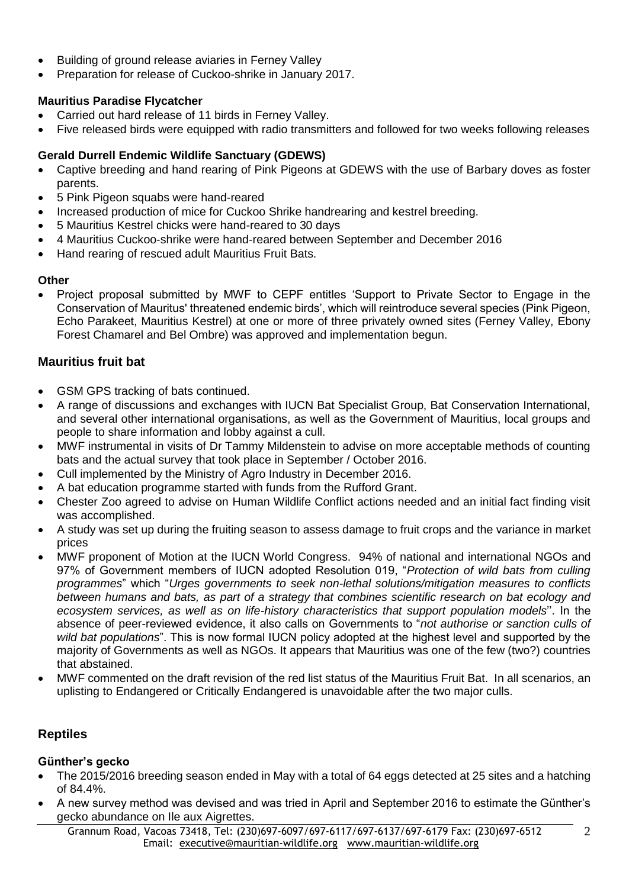- Building of ground release aviaries in Ferney Valley
- Preparation for release of Cuckoo-shrike in January 2017.

**Mauritius Paradise Flycatcher**

- Carried out hard release of 11 birds in Ferney Valley.
- Five released birds were equipped with radio transmitters and followed for two weeks following releases

**Gerald Durrell Endemic Wildlife Sanctuary (GDEWS)**

- Captive breeding and hand rearing of Pink Pigeons at GDEWS with the use of Barbary doves as foster parents.
- 5 Pink Pigeon squabs were hand-reared
- Increased production of mice for Cuckoo Shrike handrearing and kestrel breeding.
- 5 Mauritius Kestrel chicks were hand-reared to 30 days
- 4 Mauritius Cuckoo-shrike were hand-reared between September and December 2016
- Hand rearing of rescued adult Mauritius Fruit Bats.

**Other**

- Project proposal submitted by MWF to CEPF entitles 'Support to Private Sector to Engage in the Conservation of Mauritus' threatened endemic birds', which will reintroduce several species (Pink Pigeon, Echo Parakeet, Mauritius Kestrel) at one or more of three privately owned sites (Ferney Valley, Ebony Forest Chamarel and Bel Ombre) was approved and implementation begun.

## Mauritius fruit bat

- GSM GPS tracking of bats continued.
- A range of discussions and exchanges with IUCN Bat Specialist Group, Bat Conservation International, and several other international organisations, as well as the Government of Mauritius, local groups and people to share information and lobby against a cull.
- MWF instrumental in visits of Dr Tammy Mildenstein to advise on more acceptable methods of counting bats and the actual survey that took place in September / October 2016.
- Cull implemented by the Ministry of Agro Industry in December 2016.
- A bat education programme started with funds from the Rufford Grant.
- Chester Zoo agreed to advise on Human Wildlife Conflict actions needed and an initial fact finding visit was accomplished.
- A study was set up during the fruiting season to assess damage to fruit crops and the variance in market prices
- MWF proponent of Motion at the IUCN World Congress. 94% of national and international NGOs and 97% of Government members of IUCN adopted Resolution 019, "*Protection of wild bats from culling programmes*" which "*Urges governments to seek non-lethal solutions/mitigation measures to conflicts between humans and bats, as part of a strategy that combines scientific research on bat ecology and ecosystem services, as well as on life-history characteristics that support population models*''. In the absence of peer-reviewed evidence, it also calls on Governments to "*not authorise or sanction culls of wild bat populations*". This is now formal IUCN policy adopted at the highest level and supported by the majority of Governments as well as NGOs. It appears that Mauritius was one of the few (two?) countries that abstained.
- MWF commented on the draft revision of the red list status of the Mauritius Fruit Bat. In all scenarios, an uplisting to Endangered or Critically Endangered is unavoidable after the two major culls.

## Reptiles

**Günther's gecko**

- The 2015/2016 breeding season ended in May with a total of 64 eggs detected at 25 sites and a hatching of 84.4%.
- A new survey method was devised and was tried in April and September 2016 to estimate the Günther's gecko abundance on Ile aux Aigrettes.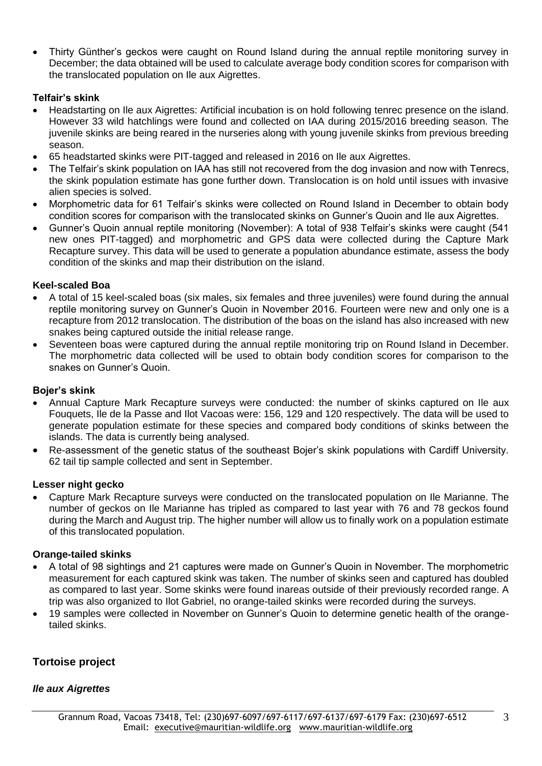- Thirty Günther's geckos were caught on Round Island during the annual reptile monitoring survey in December; the data obtained will be used to calculate average body condition scores for comparison with the translocated population on Ile aux Aigrettes.

### Telfair's skink

- Headstarting on Ile aux Aigrettes: Artificial incubation is on hold following tenrec presence on the island. However 33 wild hatchlings were found and collected on IAA during 2015/2016 breeding season. The juvenile skinks are being reared in the nurseries along with young juvenile skinks from previous breeding season.
- 65 headstarted skinks were PIT-tagged and released in 2016 on Ile aux Aigrettes.
- The Telfair's skink population on IAA has still not recovered from the dog invasion and now with Tenrecs, the skink population estimate has gone further down. Translocation is on hold until issues with invasive alien species is solved.
- Morphometric data for 61 Telfair's skinks were collected on Round Island in December to obtain body condition scores for comparison with the translocated skinks on Gunner's Quoin and Ile aux Aigrettes.
- Gunner's Quoin annual reptile monitoring (November): A total of 938 Telfair's skinks were caught (541 new ones PIT-tagged) and morphometric and GPS data were collected during the Capture Mark Recapture survey. This data will be used to generate a population abundance estimate, assess the body condition of the skinks and map their distribution on the island.

### Keel-scaled Boa

- A total of 15 keel-scaled boas (six males, six females and three juveniles) were found during the annual reptile monitoring survey on Gunner's Quoin in November 2016. Fourteen were new and only one is a recapture from 2012 translocation. The distribution of the boas on the island has also increased with new snakes being captured outside the initial release range.
- Seventeen boas were captured during the annual reptile monitoring trip on Round Island in December. The morphometric data collected will be used to obtain body condition scores for comparison to the snakes on Gunner's Quoin.

### Bojer's skink

- Annual Capture Mark Recapture surveys were conducted: the number of skinks captured on Ile aux Fouquets, Ile de la Passe and Ilot Vacoas were: 156, 129 and 120 respectively. The data will be used to generate population estimate for these species and compared body conditions of skinks between the islands. The data is currently being analysed.
- Re-assessment of the genetic status of the southeast Bojer's skink populations with Cardiff University. 62 tail tip sample collected and sent in September.

### Lesser night gecko

- Capture Mark Recapture surveys were conducted on the translocated population on Ile Marianne. The number of geckos on Ile Marianne has tripled as compared to last year with 76 and 78 geckos found during the March and August trip. The higher number will allow us to finally work on a population estimate of this translocated population.

### Orange-tailed skinks

- A total of 98 sightings and 21 captures were made on Gunner's Quoin in November. The morphometric measurement for each captured skink was taken. The number of skinks seen and captured has doubled as compared to last year. Some skinks were found inareas outside of their previously recorded range. A trip was also organized to Ilot Gabriel, no orange-tailed skinks were recorded during the surveys.
- 19 samples were collected in November on Gunner's Quoin to determine genetic health of the orange-tailed skinks.

## Tortoise project

### *Ile aux Aigrettes*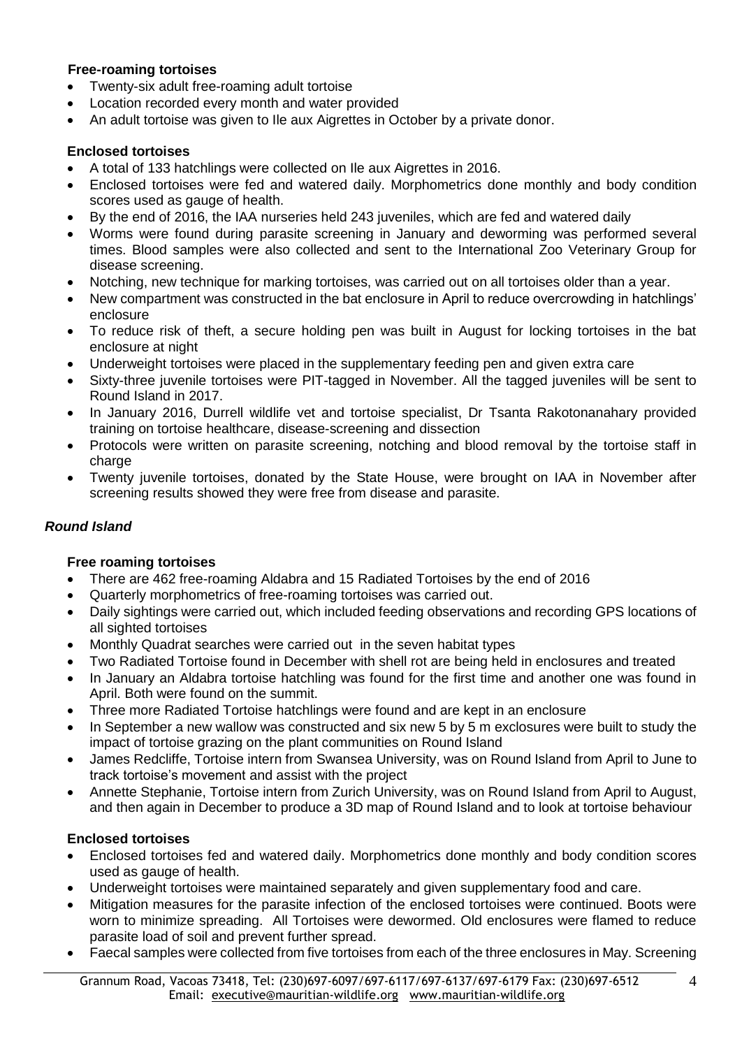**Free-roaming tortoises**

- Twenty-six adult free-roaming adult tortoise
- Location recorded every month and water provided
- An adult tortoise was given to Ile aux Aigrettes in October by a private donor.

**Enclosed tortoises**

- A total of 133 hatchlings were collected on Ile aux Aigrettes in 2016.
- Enclosed tortoises were fed and watered daily. Morphometrics done monthly and body condition scores used as gauge of health.
- By the end of 2016, the IAA nurseries held 243 juveniles, which are fed and watered daily
- Worms were found during parasite screening in January and deworming was performed several times. Blood samples were also collected and sent to the International Zoo Veterinary Group for disease screening.
- Notching, new technique for marking tortoises, was carried out on all tortoises older than a year.
- New compartment was constructed in the bat enclosure in April to reduce overcrowding in hatchlings' enclosure
- To reduce risk of theft, a secure holding pen was built in August for locking tortoises in the bat enclosure at night
- Underweight tortoises were placed in the supplementary feeding pen and given extra care
- Sixty-three juvenile tortoises were PIT-tagged in November. All the tagged juveniles will be sent to Round Island in 2017.
- In January 2016, Durrell wildlife vet and tortoise specialist, Dr Tsanta Rakotonanahary provided training on tortoise healthcare, disease-screening and dissection
- Protocols were written on parasite screening, notching and blood removal by the tortoise staff in charge
- Twenty juvenile tortoises, donated by the State House, were brought on IAA in November after screening results showed they were free from disease and parasite.

***Round Island***

**Free roaming tortoises**

- There are 462 free-roaming Aldabra and 15 Radiated Tortoises by the end of 2016
- Quarterly morphometrics of free-roaming tortoises was carried out.
- Daily sightings were carried out, which included feeding observations and recording GPS locations of all sighted tortoises
- Monthly Quadrat searches were carried out in the seven habitat types
- Two Radiated Tortoise found in December with shell rot are being held in enclosures and treated
- In January an Aldabra tortoise hatchling was found for the first time and another one was found in April. Both were found on the summit.
- Three more Radiated Tortoise hatchlings were found and are kept in an enclosure
- In September a new wallow was constructed and six new 5 by 5 m exclosures were built to study the impact of tortoise grazing on the plant communities on Round Island
- James Redcliffe, Tortoise intern from Swansea University, was on Round Island from April to June to track tortoise's movement and assist with the project
- Annette Stephanie, Tortoise intern from Zurich University, was on Round Island from April to August, and then again in December to produce a 3D map of Round Island and to look at tortoise behaviour

**Enclosed tortoises**

- Enclosed tortoises fed and watered daily. Morphometrics done monthly and body condition scores used as gauge of health.
- Underweight tortoises were maintained separately and given supplementary food and care.
- Mitigation measures for the parasite infection of the enclosed tortoises were continued. Boots were worn to minimize spreading. All Tortoises were dewormed. Old enclosures were flamed to reduce parasite load of soil and prevent further spread.
- Faecal samples were collected from five tortoises from each of the three enclosures in May. Screening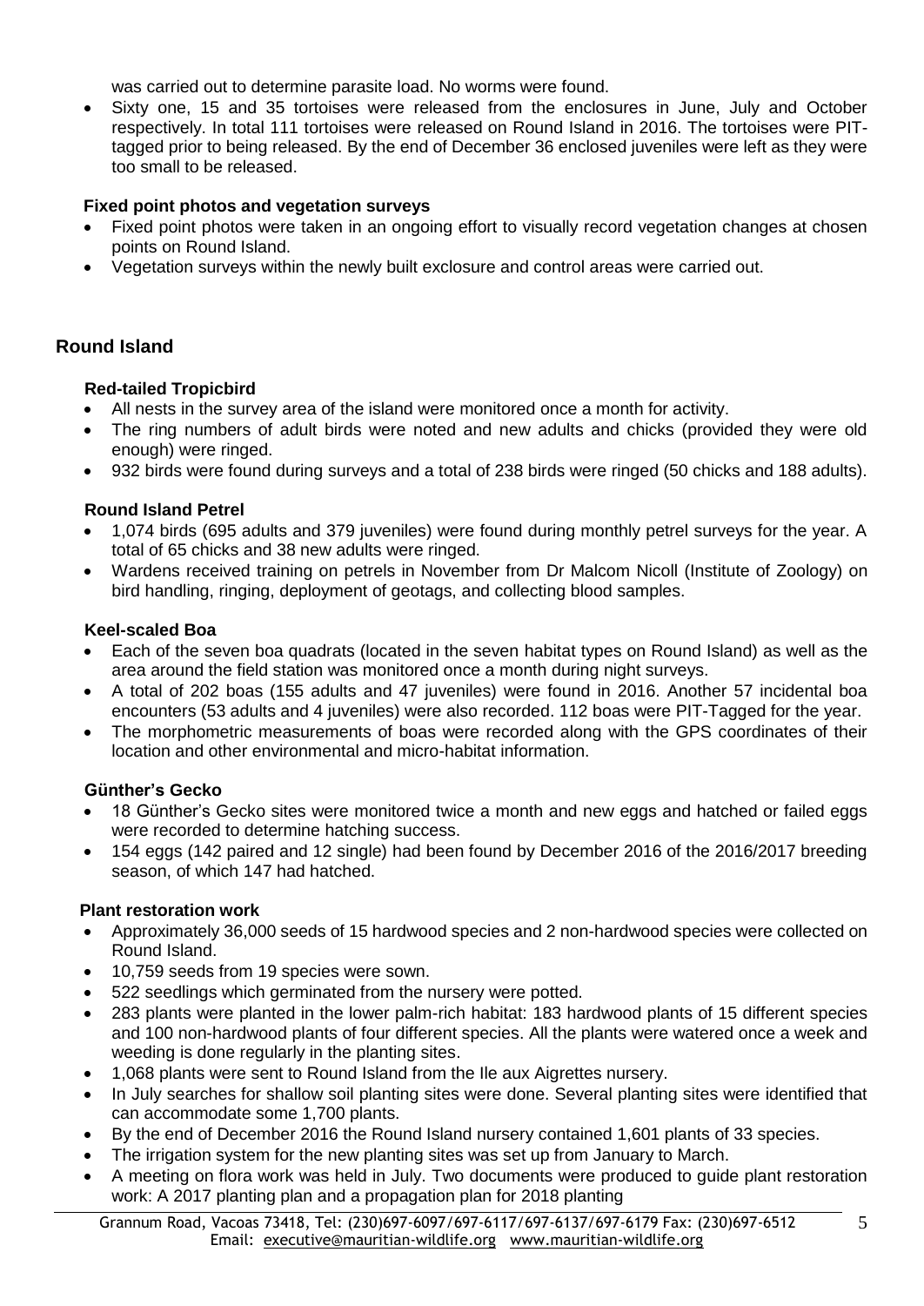was carried out to determine parasite load. No worms were found.

- Sixty one, 15 and 35 tortoises were released from the enclosures in June, July and October respectively. In total 111 tortoises were released on Round Island in 2016. The tortoises were PIT-tagged prior to being released. By the end of December 36 enclosed juveniles were left as they were too small to be released.

**Fixed point photos and vegetation surveys**

- Fixed point photos were taken in an ongoing effort to visually record vegetation changes at chosen points on Round Island.
- Vegetation surveys within the newly built exclosure and control areas were carried out.

## Round Island

**Red-tailed Tropicbird**

- All nests in the survey area of the island were monitored once a month for activity.
- The ring numbers of adult birds were noted and new adults and chicks (provided they were old enough) were ringed.
- 932 birds were found during surveys and a total of 238 birds were ringed (50 chicks and 188 adults).

**Round Island Petrel**

- 1,074 birds (695 adults and 379 juveniles) were found during monthly petrel surveys for the year. A total of 65 chicks and 38 new adults were ringed.
- Wardens received training on petrels in November from Dr Malcom Nicoll (Institute of Zoology) on bird handling, ringing, deployment of geotags, and collecting blood samples.

**Keel-scaled Boa**

- Each of the seven boa quadrats (located in the seven habitat types on Round Island) as well as the area around the field station was monitored once a month during night surveys.
- A total of 202 boas (155 adults and 47 juveniles) were found in 2016. Another 57 incidental boa encounters (53 adults and 4 juveniles) were also recorded. 112 boas were PIT-Tagged for the year.
- The morphometric measurements of boas were recorded along with the GPS coordinates of their location and other environmental and micro-habitat information.

**Günther's Gecko**

- 18 Günther's Gecko sites were monitored twice a month and new eggs and hatched or failed eggs were recorded to determine hatching success.
- 154 eggs (142 paired and 12 single) had been found by December 2016 of the 2016/2017 breeding season, of which 147 had hatched.

**Plant restoration work**

- Approximately 36,000 seeds of 15 hardwood species and 2 non-hardwood species were collected on Round Island.
- 10,759 seeds from 19 species were sown.
- 522 seedlings which germinated from the nursery were potted.
- 283 plants were planted in the lower palm-rich habitat: 183 hardwood plants of 15 different species and 100 non-hardwood plants of four different species. All the plants were watered once a week and weeding is done regularly in the planting sites.
- 1,068 plants were sent to Round Island from the Ile aux Aigrettes nursery.
- In July searches for shallow soil planting sites were done. Several planting sites were identified that can accommodate some 1,700 plants.
- By the end of December 2016 the Round Island nursery contained 1,601 plants of 33 species.
- The irrigation system for the new planting sites was set up from January to March.
- A meeting on flora work was held in July. Two documents were produced to guide plant restoration work: A 2017 planting plan and a propagation plan for 2018 planting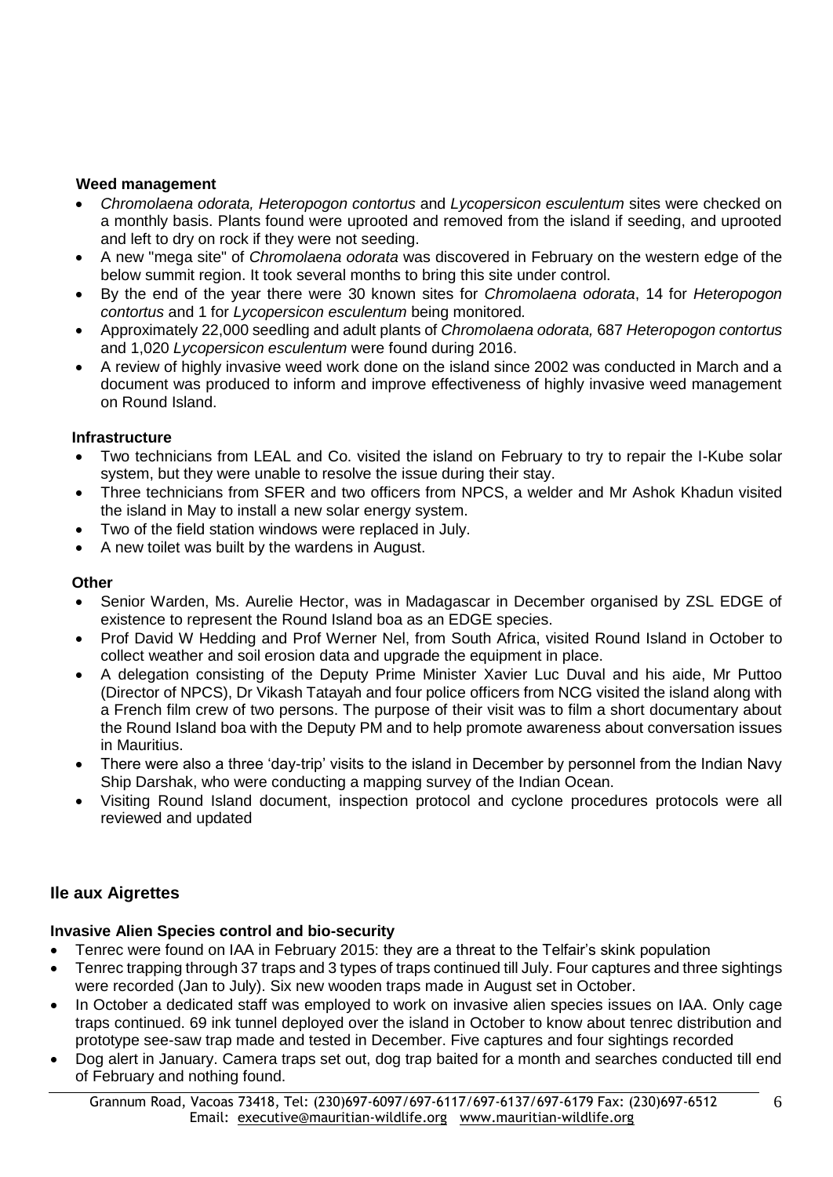**Weed management**

- *Chromolaena odorata, Heteropogon contortus* and *Lycopersicon esculentum* sites were checked on a monthly basis. Plants found were uprooted and removed from the island if seeding, and uprooted and left to dry on rock if they were not seeding.
- A new "mega site" of *Chromolaena odorata* was discovered in February on the western edge of the below summit region. It took several months to bring this site under control.
- By the end of the year there were 30 known sites for *Chromolaena odorata*, 14 for *Heteropogon contortus* and 1 for *Lycopersicon esculentum* being monitored.
- Approximately 22,000 seedling and adult plants of *Chromolaena odorata,* 687 *Heteropogon contortus* and 1,020 *Lycopersicon esculentum* were found during 2016.
- A review of highly invasive weed work done on the island since 2002 was conducted in March and a document was produced to inform and improve effectiveness of highly invasive weed management on Round Island.

**Infrastructure**

- Two technicians from LEAL and Co. visited the island on February to try to repair the I-Kube solar system, but they were unable to resolve the issue during their stay.
- Three technicians from SFER and two officers from NPCS, a welder and Mr Ashok Khadun visited the island in May to install a new solar energy system.
- Two of the field station windows were replaced in July.
- A new toilet was built by the wardens in August.

**Other**

- Senior Warden, Ms. Aurelie Hector, was in Madagascar in December organised by ZSL EDGE of existence to represent the Round Island boa as an EDGE species.
- Prof David W Hedding and Prof Werner Nel, from South Africa, visited Round Island in October to collect weather and soil erosion data and upgrade the equipment in place.
- A delegation consisting of the Deputy Prime Minister Xavier Luc Duval and his aide, Mr Puttoo (Director of NPCS), Dr Vikash Tatayah and four police officers from NCG visited the island along with a French film crew of two persons. The purpose of their visit was to film a short documentary about the Round Island boa with the Deputy PM and to help promote awareness about conversation issues in Mauritius.
- There were also a three 'day-trip' visits to the island in December by personnel from the Indian Navy Ship Darshak, who were conducting a mapping survey of the Indian Ocean.
- Visiting Round Island document, inspection protocol and cyclone procedures protocols were all reviewed and updated

## Ile aux Aigrettes

**Invasive Alien Species control and bio-security**

- Tenrec were found on IAA in February 2015: they are a threat to the Telfair's skink population
- Tenrec trapping through 37 traps and 3 types of traps continued till July. Four captures and three sightings were recorded (Jan to July). Six new wooden traps made in August set in October.
- In October a dedicated staff was employed to work on invasive alien species issues on IAA. Only cage traps continued. 69 ink tunnel deployed over the island in October to know about tenrec distribution and prototype see-saw trap made and tested in December. Five captures and four sightings recorded
- Dog alert in January. Camera traps set out, dog trap baited for a month and searches conducted till end of February and nothing found.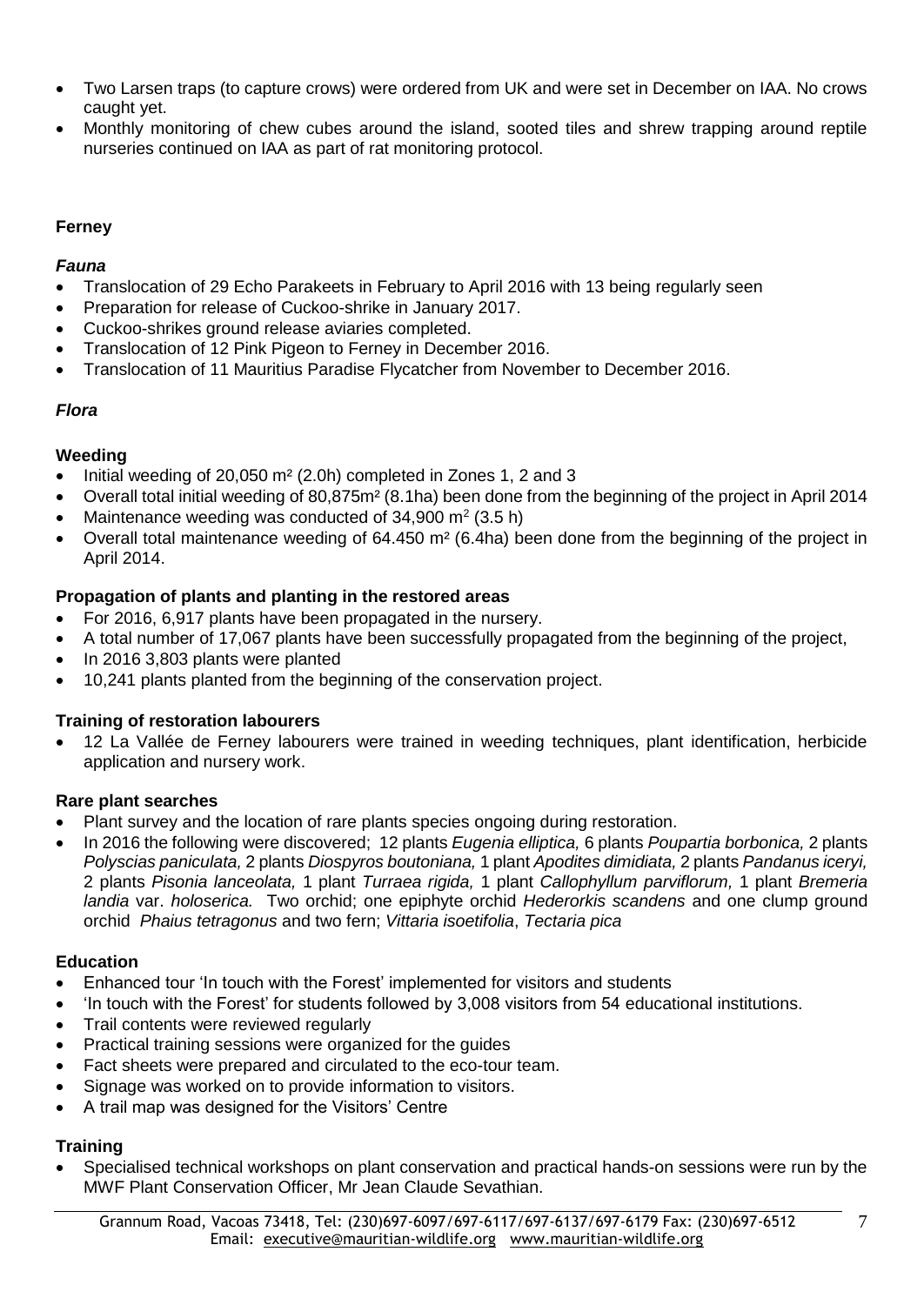- Two Larsen traps (to capture crows) were ordered from UK and were set in December on IAA. No crows caught yet.
- Monthly monitoring of chew cubes around the island, sooted tiles and shrew trapping around reptile nurseries continued on IAA as part of rat monitoring protocol.

**Ferney**

***Fauna***

- Translocation of 29 Echo Parakeets in February to April 2016 with 13 being regularly seen
- Preparation for release of Cuckoo-shrike in January 2017.
- Cuckoo-shrikes ground release aviaries completed.
- Translocation of 12 Pink Pigeon to Ferney in December 2016.
- Translocation of 11 Mauritius Paradise Flycatcher from November to December 2016.

***Flora***

**Weeding**

- Initial weeding of 20,050 m² (2.0h) completed in Zones 1, 2 and 3
- Overall total initial weeding of 80,875m² (8.1ha) been done from the beginning of the project in April 2014
- Maintenance weeding was conducted of 34,900 m² (3.5 h)
- Overall total maintenance weeding of 64.450 m² (6.4ha) been done from the beginning of the project in April 2014.

**Propagation of plants and planting in the restored areas**

- For 2016, 6,917 plants have been propagated in the nursery.
- A total number of 17,067 plants have been successfully propagated from the beginning of the project,
- In 2016 3,803 plants were planted
- 10,241 plants planted from the beginning of the conservation project.

**Training of restoration labourers**

- 12 La Vallée de Ferney labourers were trained in weeding techniques, plant identification, herbicide application and nursery work.

**Rare plant searches**

- Plant survey and the location of rare plants species ongoing during restoration.
- In 2016 the following were discovered; 12 plants *Eugenia elliptica,* 6 plants *Poupartia borbonica,* 2 plants *Polyscias paniculata,* 2 plants *Diospyros boutoniana,* 1 plant *Apodites dimidiata,* 2 plants *Pandanus iceryi,* 2 plants *Pisonia lanceolata,* 1 plant *Turraea rigida,* 1 plant *Callophyllum parviflorum,* 1 plant *Bremeria landia* var. *holoserica.* Two orchid; one epiphyte orchid *Hederorkis scandens* and one clump ground orchid *Phaius tetragonus* and two fern; *Vittaria isoetifolia*, *Tectaria pica*

**Education**

- Enhanced tour 'In touch with the Forest' implemented for visitors and students
- 'In touch with the Forest' for students followed by 3,008 visitors from 54 educational institutions.
- Trail contents were reviewed regularly
- Practical training sessions were organized for the guides
- Fact sheets were prepared and circulated to the eco-tour team.
- Signage was worked on to provide information to visitors.
- A trail map was designed for the Visitors' Centre

**Training**

- Specialised technical workshops on plant conservation and practical hands-on sessions were run by the MWF Plant Conservation Officer, Mr Jean Claude Sevathian.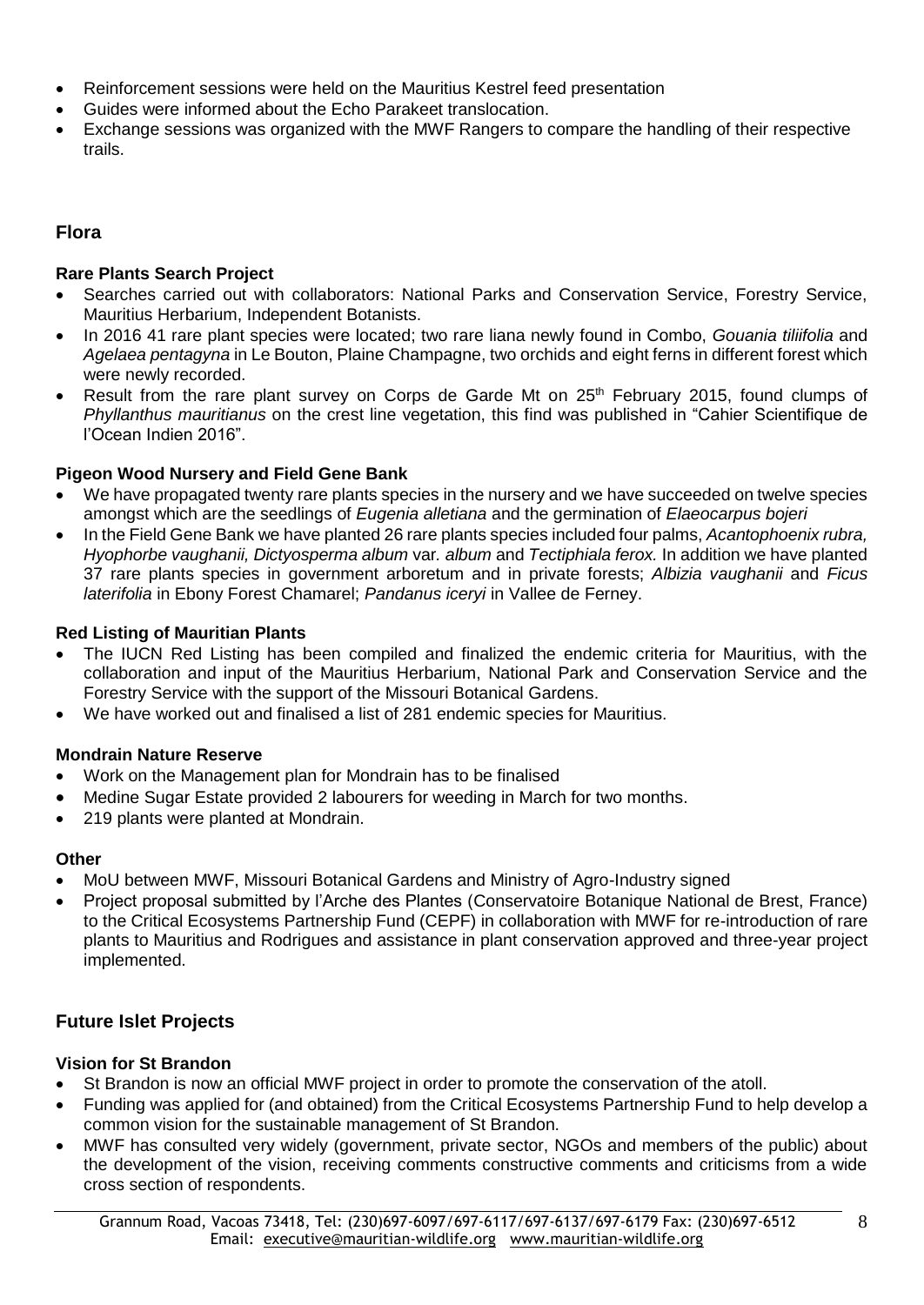- Reinforcement sessions were held on the Mauritius Kestrel feed presentation
- Guides were informed about the Echo Parakeet translocation.
- Exchange sessions was organized with the MWF Rangers to compare the handling of their respective trails.

## Flora

### Rare Plants Search Project

- Searches carried out with collaborators: National Parks and Conservation Service, Forestry Service, Mauritius Herbarium, Independent Botanists.
- In 2016 41 rare plant species were located; two rare liana newly found in Combo, *Gouania tiliifolia* and *Agelaea pentagyna* in Le Bouton, Plaine Champagne, two orchids and eight ferns in different forest which were newly recorded.
- Result from the rare plant survey on Corps de Garde Mt on 25th February 2015, found clumps of *Phyllanthus mauritianus* on the crest line vegetation, this find was published in "Cahier Scientifique de l'Ocean Indien 2016".

### Pigeon Wood Nursery and Field Gene Bank

- We have propagated twenty rare plants species in the nursery and we have succeeded on twelve species amongst which are the seedlings of *Eugenia alletiana* and the germination of *Elaeocarpus bojeri*
- In the Field Gene Bank we have planted 26 rare plants species included four palms, *Acantophoenix rubra, Hyophorbe vaughanii, Dictyosperma album* var. *album* and *Tectiphiala ferox.* In addition we have planted 37 rare plants species in government arboretum and in private forests; *Albizia vaughanii* and *Ficus laterifolia* in Ebony Forest Chamarel; *Pandanus iceryi* in Vallee de Ferney.

### Red Listing of Mauritian Plants

- The IUCN Red Listing has been compiled and finalized the endemic criteria for Mauritius, with the collaboration and input of the Mauritius Herbarium, National Park and Conservation Service and the Forestry Service with the support of the Missouri Botanical Gardens.
- We have worked out and finalised a list of 281 endemic species for Mauritius.

### Mondrain Nature Reserve

- Work on the Management plan for Mondrain has to be finalised
- Medine Sugar Estate provided 2 labourers for weeding in March for two months.
- 219 plants were planted at Mondrain.

### Other

- MoU between MWF, Missouri Botanical Gardens and Ministry of Agro-Industry signed
- Project proposal submitted by l'Arche des Plantes (Conservatoire Botanique National de Brest, France) to the Critical Ecosystems Partnership Fund (CEPF) in collaboration with MWF for re-introduction of rare plants to Mauritius and Rodrigues and assistance in plant conservation approved and three-year project implemented.

## Future Islet Projects

### Vision for St Brandon

- St Brandon is now an official MWF project in order to promote the conservation of the atoll.
- Funding was applied for (and obtained) from the Critical Ecosystems Partnership Fund to help develop a common vision for the sustainable management of St Brandon.
- MWF has consulted very widely (government, private sector, NGOs and members of the public) about the development of the vision, receiving comments constructive comments and criticisms from a wide cross section of respondents.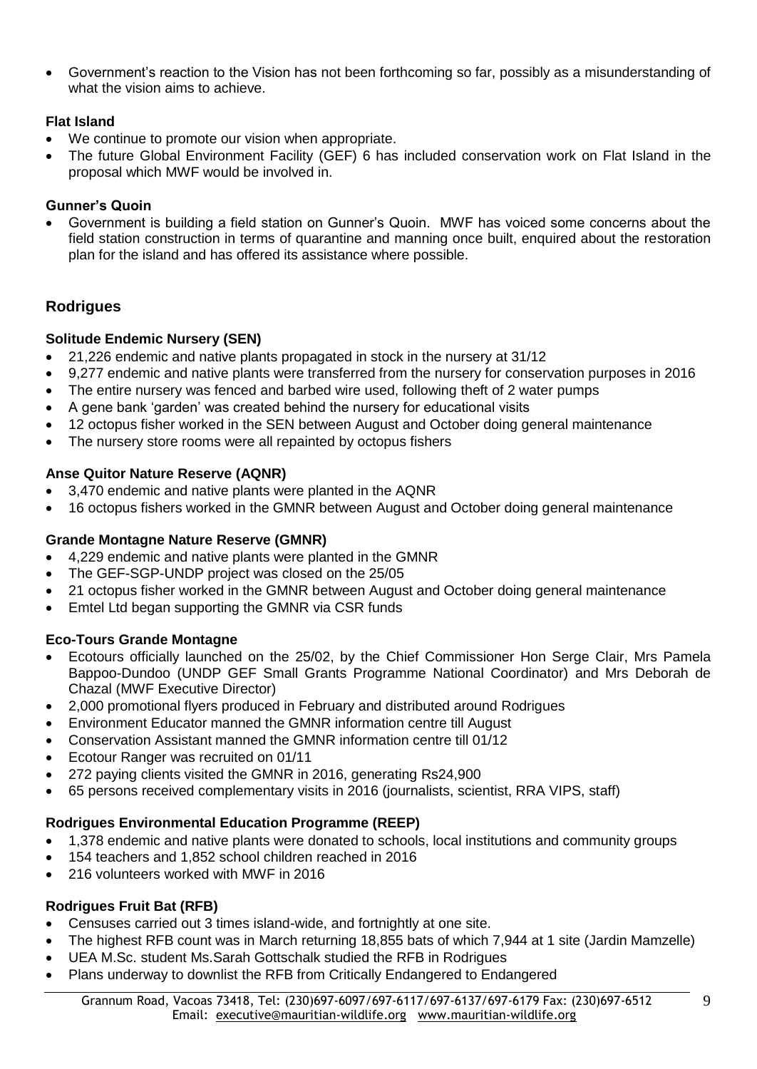- Government's reaction to the Vision has not been forthcoming so far, possibly as a misunderstanding of what the vision aims to achieve.

**Flat Island**

- We continue to promote our vision when appropriate.
- The future Global Environment Facility (GEF) 6 has included conservation work on Flat Island in the proposal which MWF would be involved in.

**Gunner's Quoin**

- Government is building a field station on Gunner's Quoin. MWF has voiced some concerns about the field station construction in terms of quarantine and manning once built, enquired about the restoration plan for the island and has offered its assistance where possible.

## Rodrigues

**Solitude Endemic Nursery (SEN)**

- 21,226 endemic and native plants propagated in stock in the nursery at 31/12
- 9,277 endemic and native plants were transferred from the nursery for conservation purposes in 2016
- The entire nursery was fenced and barbed wire used, following theft of 2 water pumps
- A gene bank 'garden' was created behind the nursery for educational visits
- 12 octopus fisher worked in the SEN between August and October doing general maintenance
- The nursery store rooms were all repainted by octopus fishers

**Anse Quitor Nature Reserve (AQNR)**

- 3,470 endemic and native plants were planted in the AQNR
- 16 octopus fishers worked in the GMNR between August and October doing general maintenance

**Grande Montagne Nature Reserve (GMNR)**

- 4,229 endemic and native plants were planted in the GMNR
- The GEF-SGP-UNDP project was closed on the 25/05
- 21 octopus fisher worked in the GMNR between August and October doing general maintenance
- Emtel Ltd began supporting the GMNR via CSR funds

**Eco-Tours Grande Montagne**

- Ecotours officially launched on the 25/02, by the Chief Commissioner Hon Serge Clair, Mrs Pamela Bappoo-Dundoo (UNDP GEF Small Grants Programme National Coordinator) and Mrs Deborah de Chazal (MWF Executive Director)
- 2,000 promotional flyers produced in February and distributed around Rodrigues
- Environment Educator manned the GMNR information centre till August
- Conservation Assistant manned the GMNR information centre till 01/12
- Ecotour Ranger was recruited on 01/11
- 272 paying clients visited the GMNR in 2016, generating Rs24,900
- 65 persons received complementary visits in 2016 (journalists, scientist, RRA VIPS, staff)

**Rodrigues Environmental Education Programme (REEP)**

- 1,378 endemic and native plants were donated to schools, local institutions and community groups
- 154 teachers and 1,852 school children reached in 2016
- 216 volunteers worked with MWF in 2016

**Rodrigues Fruit Bat (RFB)**

- Censuses carried out 3 times island-wide, and fortnightly at one site.
- The highest RFB count was in March returning 18,855 bats of which 7,944 at 1 site (Jardin Mamzelle)
- UEA M.Sc. student Ms.Sarah Gottschalk studied the RFB in Rodrigues
- Plans underway to downlist the RFB from Critically Endangered to Endangered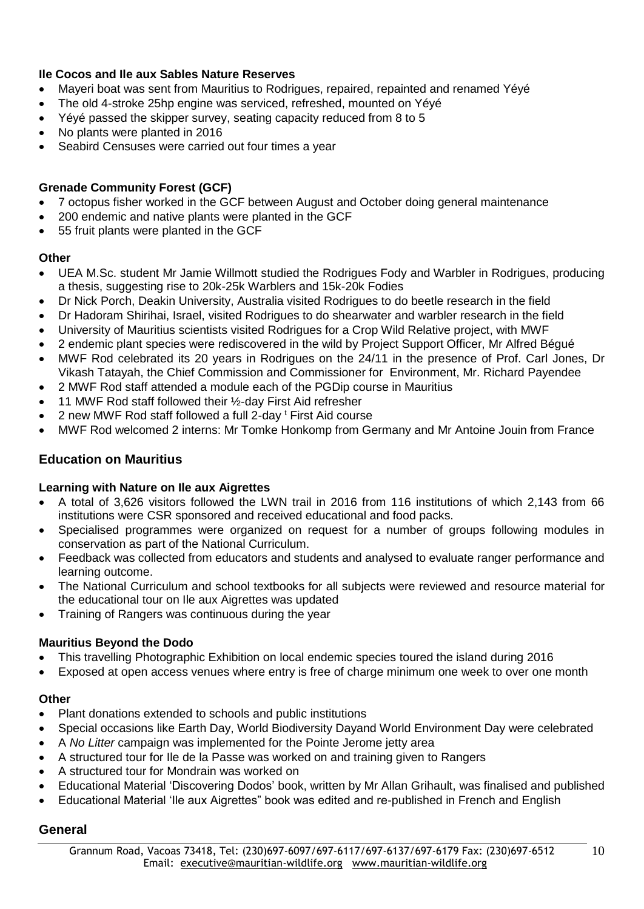**Ile Cocos and Ile aux Sables Nature Reserves**

- Mayeri boat was sent from Mauritius to Rodrigues, repaired, repainted and renamed Yéyé
- The old 4-stroke 25hp engine was serviced, refreshed, mounted on Yéyé
- Yéyé passed the skipper survey, seating capacity reduced from 8 to 5
- No plants were planted in 2016
- Seabird Censuses were carried out four times a year

**Grenade Community Forest (GCF)**

- 7 octopus fisher worked in the GCF between August and October doing general maintenance
- 200 endemic and native plants were planted in the GCF
- 55 fruit plants were planted in the GCF

**Other**

- UEA M.Sc. student Mr Jamie Willmott studied the Rodrigues Fody and Warbler in Rodrigues, producing a thesis, suggesting rise to 20k-25k Warblers and 15k-20k Fodies
- Dr Nick Porch, Deakin University, Australia visited Rodrigues to do beetle research in the field
- Dr Hadoram Shirihai, Israel, visited Rodrigues to do shearwater and warbler research in the field
- University of Mauritius scientists visited Rodrigues for a Crop Wild Relative project, with MWF
- 2 endemic plant species were rediscovered in the wild by Project Support Officer, Mr Alfred Bégué
- MWF Rod celebrated its 20 years in Rodrigues on the 24/11 in the presence of Prof. Carl Jones, Dr Vikash Tatayah, the Chief Commission and Commissioner for Environment, Mr. Richard Payendee
- 2 MWF Rod staff attended a module each of the PGDip course in Mauritius
- 11 MWF Rod staff followed their ½-day First Aid refresher
- 2 new MWF Rod staff followed a full 2-day [t] First Aid course
- MWF Rod welcomed 2 interns: Mr Tomke Honkomp from Germany and Mr Antoine Jouin from France

## Education on Mauritius

**Learning with Nature on Ile aux Aigrettes**

- A total of 3,626 visitors followed the LWN trail in 2016 from 116 institutions of which 2,143 from 66 institutions were CSR sponsored and received educational and food packs.
- Specialised programmes were organized on request for a number of groups following modules in conservation as part of the National Curriculum.
- Feedback was collected from educators and students and analysed to evaluate ranger performance and learning outcome.
- The National Curriculum and school textbooks for all subjects were reviewed and resource material for the educational tour on Ile aux Aigrettes was updated
- Training of Rangers was continuous during the year

**Mauritius Beyond the Dodo**

- This travelling Photographic Exhibition on local endemic species toured the island during 2016
- Exposed at open access venues where entry is free of charge minimum one week to over one month

**Other**

- Plant donations extended to schools and public institutions
- Special occasions like Earth Day, World Biodiversity Dayand World Environment Day were celebrated
- A *No Litter* campaign was implemented for the Pointe Jerome jetty area
- A structured tour for Ile de la Passe was worked on and training given to Rangers
- A structured tour for Mondrain was worked on
- Educational Material 'Discovering Dodos' book, written by Mr Allan Grihault, was finalised and published
- Educational Material 'Ile aux Aigrettes" book was edited and re-published in French and English

## General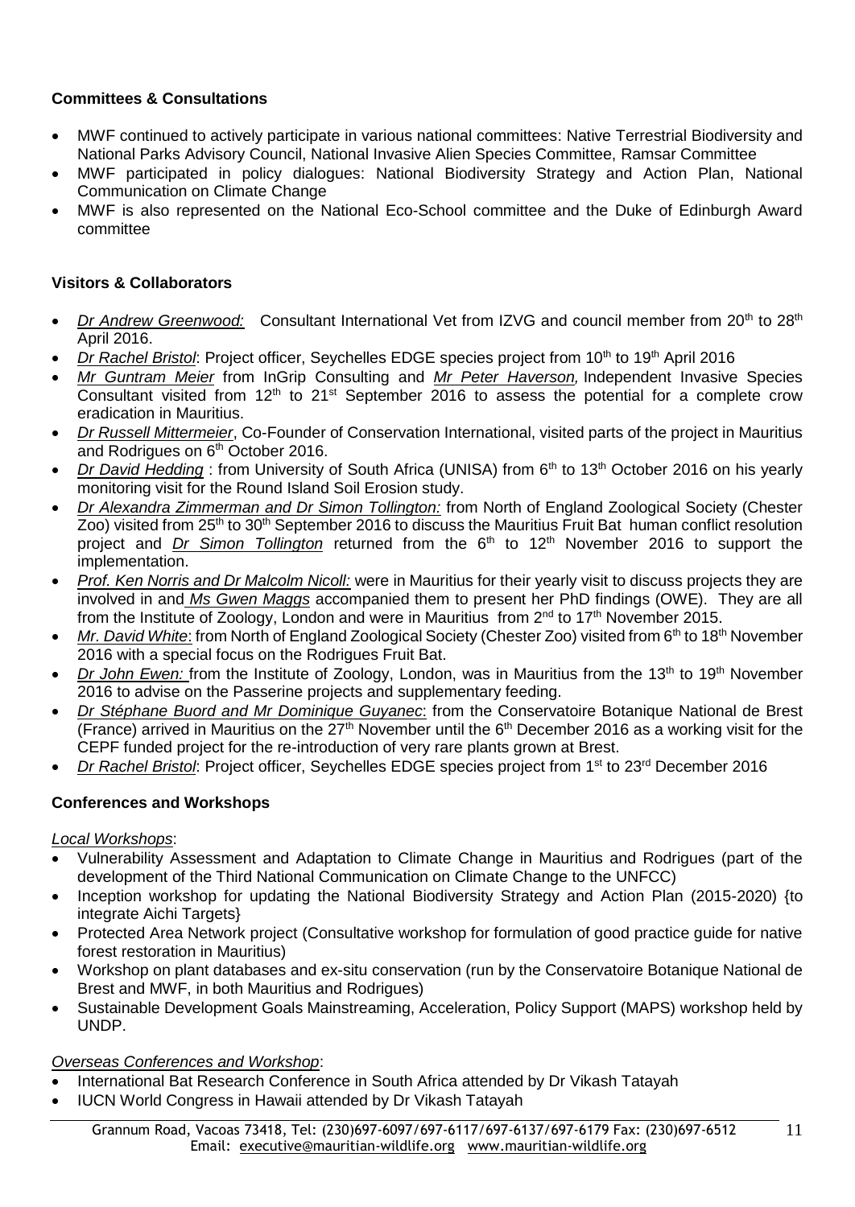### Committees & Consultations

- MWF continued to actively participate in various national committees: Native Terrestrial Biodiversity and National Parks Advisory Council, National Invasive Alien Species Committee, Ramsar Committee
- MWF participated in policy dialogues: National Biodiversity Strategy and Action Plan, National Communication on Climate Change
- MWF is also represented on the National Eco-School committee and the Duke of Edinburgh Award committee

### Visitors & Collaborators

- *Dr Andrew Greenwood:* Consultant International Vet from IZVG and council member from 20th to 28th April 2016.
- *Dr Rachel Bristol*: Project officer, Seychelles EDGE species project from 10th to 19th April 2016
- *Mr Guntram Meier* from InGrip Consulting and *Mr Peter Haverson,* Independent Invasive Species Consultant visited from 12th to 21st September 2016 to assess the potential for a complete crow eradication in Mauritius.
- *Dr Russell Mittermeier*, Co-Founder of Conservation International, visited parts of the project in Mauritius and Rodrigues on 6th October 2016.
- *Dr David Hedding* : from University of South Africa (UNISA) from 6th to 13th October 2016 on his yearly monitoring visit for the Round Island Soil Erosion study.
- *Dr Alexandra Zimmerman and Dr Simon Tollington:* from North of England Zoological Society (Chester Zoo) visited from 25th to 30th September 2016 to discuss the Mauritius Fruit Bat human conflict resolution project and *Dr Simon Tollington* returned from the 6th to 12th November 2016 to support the implementation.
- *Prof. Ken Norris and Dr Malcolm Nicoll:* were in Mauritius for their yearly visit to discuss projects they are involved in and *Ms Gwen Maggs* accompanied them to present her PhD findings (OWE). They are all from the Institute of Zoology, London and were in Mauritius from 2nd to 17th November 2015.
- *Mr. David White*: from North of England Zoological Society (Chester Zoo) visited from 6th to 18th November 2016 with a special focus on the Rodrigues Fruit Bat.
- *Dr John Ewen:* from the Institute of Zoology, London, was in Mauritius from the 13th to 19th November 2016 to advise on the Passerine projects and supplementary feeding.
- *Dr Stéphane Buord and Mr Dominique Guyanec*: from the Conservatoire Botanique National de Brest (France) arrived in Mauritius on the 27th November until the 6th December 2016 as a working visit for the CEPF funded project for the re-introduction of very rare plants grown at Brest.
- *Dr Rachel Bristol*: Project officer, Seychelles EDGE species project from 1st to 23rd December 2016

### Conferences and Workshops

*Local Workshops*:

- Vulnerability Assessment and Adaptation to Climate Change in Mauritius and Rodrigues (part of the development of the Third National Communication on Climate Change to the UNFCC)
- Inception workshop for updating the National Biodiversity Strategy and Action Plan (2015-2020) {to integrate Aichi Targets}
- Protected Area Network project (Consultative workshop for formulation of good practice guide for native forest restoration in Mauritius)
- Workshop on plant databases and ex-situ conservation (run by the Conservatoire Botanique National de Brest and MWF, in both Mauritius and Rodrigues)
- Sustainable Development Goals Mainstreaming, Acceleration, Policy Support (MAPS) workshop held by UNDP.

*Overseas Conferences and Workshop*:

- International Bat Research Conference in South Africa attended by Dr Vikash Tatayah
- IUCN World Congress in Hawaii attended by Dr Vikash Tatayah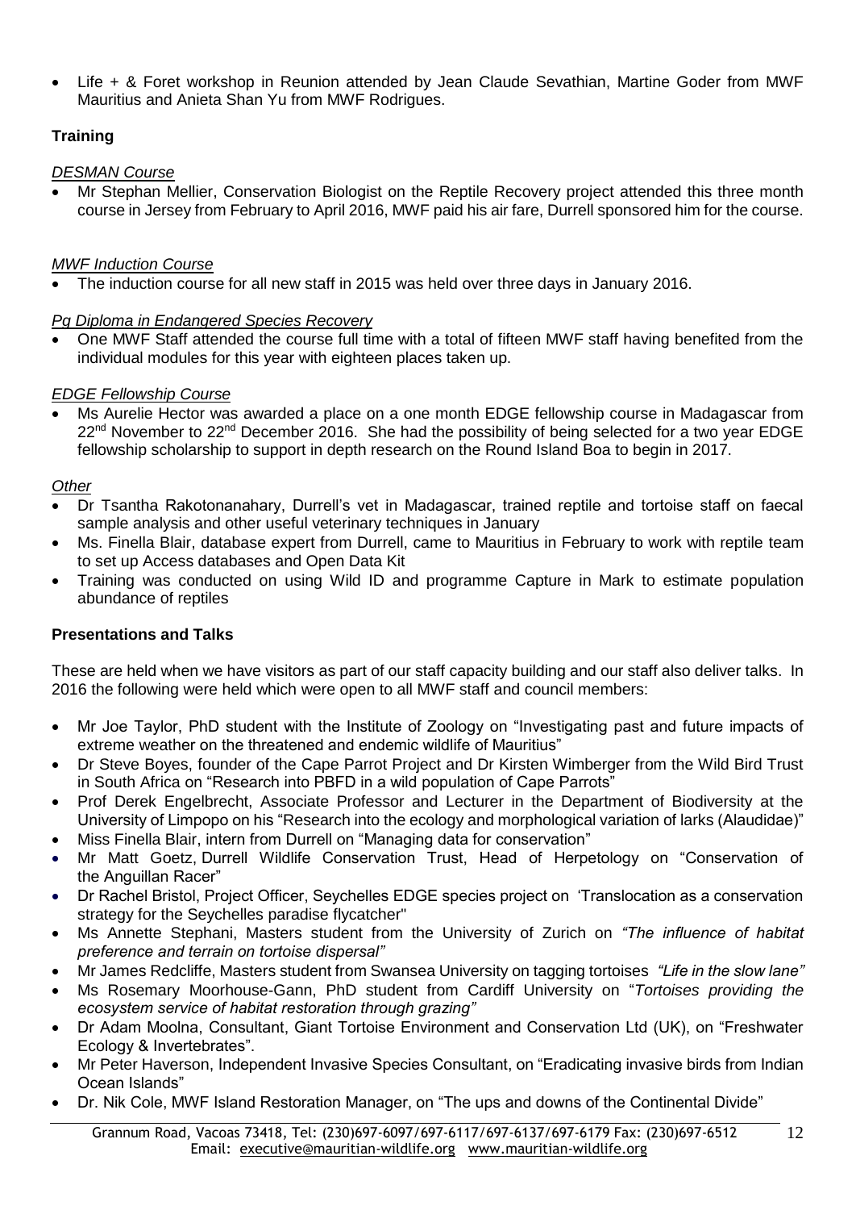- Life + & Foret workshop in Reunion attended by Jean Claude Sevathian, Martine Goder from MWF Mauritius and Anieta Shan Yu from MWF Rodrigues.

**Training**

*DESMAN Course*

- Mr Stephan Mellier, Conservation Biologist on the Reptile Recovery project attended this three month course in Jersey from February to April 2016, MWF paid his air fare, Durrell sponsored him for the course.

*MWF Induction Course*

- The induction course for all new staff in 2015 was held over three days in January 2016.

*Pg Diploma in Endangered Species Recovery*

- One MWF Staff attended the course full time with a total of fifteen MWF staff having benefited from the individual modules for this year with eighteen places taken up.

*EDGE Fellowship Course*

- Ms Aurelie Hector was awarded a place on a one month EDGE fellowship course in Madagascar from 22nd November to 22nd December 2016. She had the possibility of being selected for a two year EDGE fellowship scholarship to support in depth research on the Round Island Boa to begin in 2017.

*Other*

- Dr Tsantha Rakotonanahary, Durrell's vet in Madagascar, trained reptile and tortoise staff on faecal sample analysis and other useful veterinary techniques in January
- Ms. Finella Blair, database expert from Durrell, came to Mauritius in February to work with reptile team to set up Access databases and Open Data Kit
- Training was conducted on using Wild ID and programme Capture in Mark to estimate population abundance of reptiles

**Presentations and Talks**

These are held when we have visitors as part of our staff capacity building and our staff also deliver talks. In 2016 the following were held which were open to all MWF staff and council members:

- Mr Joe Taylor, PhD student with the Institute of Zoology on "Investigating past and future impacts of extreme weather on the threatened and endemic wildlife of Mauritius"
- Dr Steve Boyes, founder of the Cape Parrot Project and Dr Kirsten Wimberger from the Wild Bird Trust in South Africa on "Research into PBFD in a wild population of Cape Parrots"
- Prof Derek Engelbrecht, Associate Professor and Lecturer in the Department of Biodiversity at the University of Limpopo on his "Research into the ecology and morphological variation of larks (Alaudidae)"
- Miss Finella Blair, intern from Durrell on "Managing data for conservation"
- Mr Matt Goetz, Durrell Wildlife Conservation Trust, Head of Herpetology on "Conservation of the Anguillan Racer"
- Dr Rachel Bristol, Project Officer, Seychelles EDGE species project on 'Translocation as a conservation strategy for the Seychelles paradise flycatcher"
- Ms Annette Stephani, Masters student from the University of Zurich on *"The influence of habitat preference and terrain on tortoise dispersal"*
- Mr James Redcliffe, Masters student from Swansea University on tagging tortoises *"Life in the slow lane"*
- Ms Rosemary Moorhouse-Gann, PhD student from Cardiff University on "*Tortoises providing the ecosystem service of habitat restoration through grazing"*
- Dr Adam Moolna, Consultant, Giant Tortoise Environment and Conservation Ltd (UK), on "Freshwater Ecology & Invertebrates".
- Mr Peter Haverson, Independent Invasive Species Consultant, on "Eradicating invasive birds from Indian Ocean Islands"
- Dr. Nik Cole, MWF Island Restoration Manager, on "The ups and downs of the Continental Divide"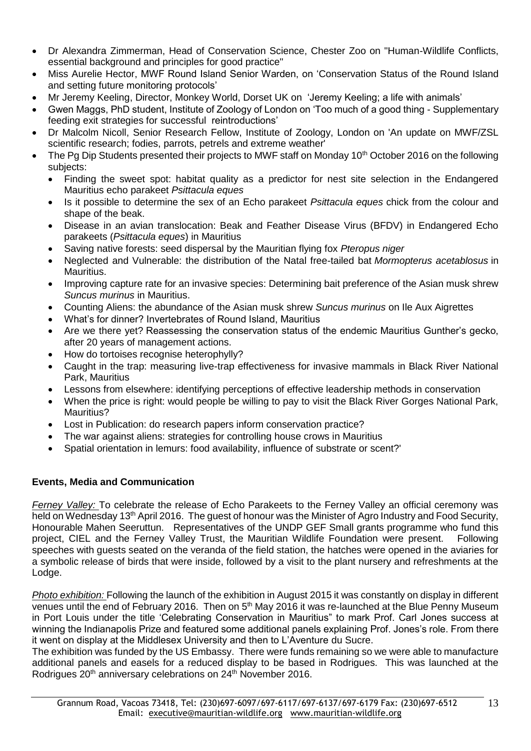- Dr Alexandra Zimmerman, Head of Conservation Science, Chester Zoo on "Human-Wildlife Conflicts, essential background and principles for good practice"
- Miss Aurelie Hector, MWF Round Island Senior Warden, on 'Conservation Status of the Round Island and setting future monitoring protocols'
- Mr Jeremy Keeling, Director, Monkey World, Dorset UK on 'Jeremy Keeling; a life with animals'
- Gwen Maggs, PhD student, Institute of Zoology of London on 'Too much of a good thing - Supplementary feeding exit strategies for successful reintroductions'
- Dr Malcolm Nicoll, Senior Research Fellow, Institute of Zoology, London on 'An update on MWF/ZSL scientific research; fodies, parrots, petrels and extreme weather'
- The Pg Dip Students presented their projects to MWF staff on Monday 10th October 2016 on the following subjects:
  - Finding the sweet spot: habitat quality as a predictor for nest site selection in the Endangered Mauritius echo parakeet *Psittacula eques*
  - Is it possible to determine the sex of an Echo parakeet *Psittacula eques* chick from the colour and shape of the beak.
  - Disease in an avian translocation: Beak and Feather Disease Virus (BFDV) in Endangered Echo parakeets (*Psittacula eques*) in Mauritius
  - Saving native forests: seed dispersal by the Mauritian flying fox *Pteropus niger*
  - Neglected and Vulnerable: the distribution of the Natal free-tailed bat *Mormopterus acetablosus* in Mauritius.
  - Improving capture rate for an invasive species: Determining bait preference of the Asian musk shrew *Suncus murinus* in Mauritius.
  - Counting Aliens: the abundance of the Asian musk shrew *Suncus murinus* on Ile Aux Aigrettes
  - What's for dinner? Invertebrates of Round Island, Mauritius
  - Are we there yet? Reassessing the conservation status of the endemic Mauritius Gunther's gecko, after 20 years of management actions.
  - How do tortoises recognise heterophylly?
  - Caught in the trap: measuring live-trap effectiveness for invasive mammals in Black River National Park, Mauritius
  - Lessons from elsewhere: identifying perceptions of effective leadership methods in conservation
  - When the price is right: would people be willing to pay to visit the Black River Gorges National Park, Mauritius?
  - Lost in Publication: do research papers inform conservation practice?
  - The war against aliens: strategies for controlling house crows in Mauritius
  - Spatial orientation in lemurs: food availability, influence of substrate or scent?'

**Events, Media and Communication**

*Ferney Valley:* To celebrate the release of Echo Parakeets to the Ferney Valley an official ceremony was held on Wednesday 13th April 2016. The guest of honour was the Minister of Agro Industry and Food Security, Honourable Mahen Seeruttun. Representatives of the UNDP GEF Small grants programme who fund this project, CIEL and the Ferney Valley Trust, the Mauritian Wildlife Foundation were present. Following speeches with guests seated on the veranda of the field station, the hatches were opened in the aviaries for a symbolic release of birds that were inside, followed by a visit to the plant nursery and refreshments at the Lodge.

*Photo exhibition:* Following the launch of the exhibition in August 2015 it was constantly on display in different venues until the end of February 2016. Then on 5th May 2016 it was re-launched at the Blue Penny Museum in Port Louis under the title 'Celebrating Conservation in Mauritius" to mark Prof. Carl Jones success at winning the Indianapolis Prize and featured some additional panels explaining Prof. Jones's role. From there it went on display at the Middlesex University and then to L'Aventure du Sucre.

The exhibition was funded by the US Embassy. There were funds remaining so we were able to manufacture additional panels and easels for a reduced display to be based in Rodrigues. This was launched at the Rodrigues 20th anniversary celebrations on 24th November 2016.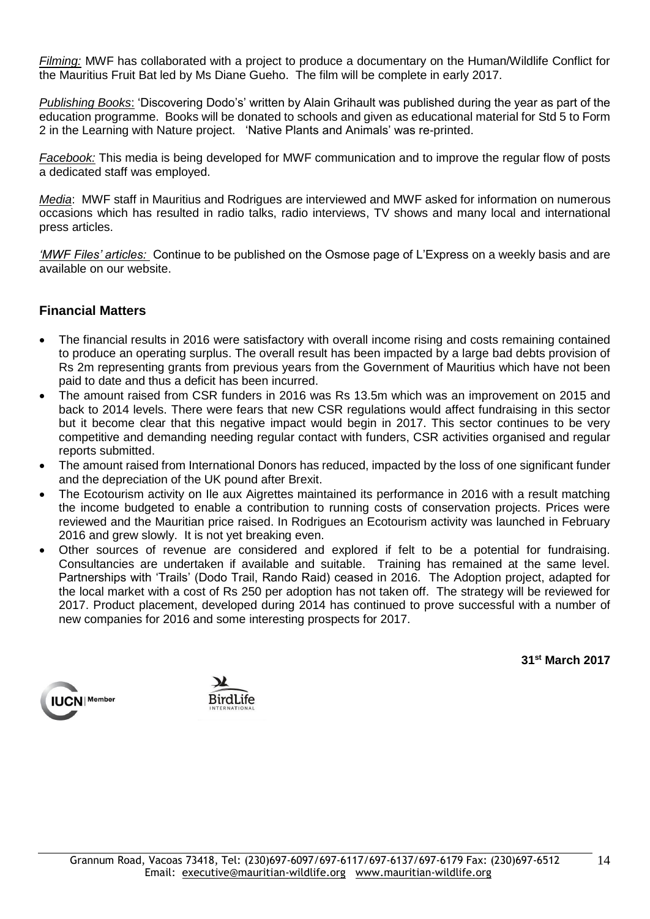*Filming:* MWF has collaborated with a project to produce a documentary on the Human/Wildlife Conflict for the Mauritius Fruit Bat led by Ms Diane Gueho. The film will be complete in early 2017.

*Publishing Books*: 'Discovering Dodo's' written by Alain Grihault was published during the year as part of the education programme. Books will be donated to schools and given as educational material for Std 5 to Form 2 in the Learning with Nature project. 'Native Plants and Animals' was re-printed.

*Facebook:* This media is being developed for MWF communication and to improve the regular flow of posts a dedicated staff was employed.

*Media*: MWF staff in Mauritius and Rodrigues are interviewed and MWF asked for information on numerous occasions which has resulted in radio talks, radio interviews, TV shows and many local and international press articles.

*'MWF Files' articles:* Continue to be published on the Osmose page of L'Express on a weekly basis and are available on our website.

## Financial Matters

- The financial results in 2016 were satisfactory with overall income rising and costs remaining contained to produce an operating surplus. The overall result has been impacted by a large bad debts provision of Rs 2m representing grants from previous years from the Government of Mauritius which have not been paid to date and thus a deficit has been incurred.
- The amount raised from CSR funders in 2016 was Rs 13.5m which was an improvement on 2015 and back to 2014 levels. There were fears that new CSR regulations would affect fundraising in this sector but it become clear that this negative impact would begin in 2017. This sector continues to be very competitive and demanding needing regular contact with funders, CSR activities organised and regular reports submitted.
- The amount raised from International Donors has reduced, impacted by the loss of one significant funder and the depreciation of the UK pound after Brexit.
- The Ecotourism activity on Ile aux Aigrettes maintained its performance in 2016 with a result matching the income budgeted to enable a contribution to running costs of conservation projects. Prices were reviewed and the Mauritian price raised. In Rodrigues an Ecotourism activity was launched in February 2016 and grew slowly. It is not yet breaking even.
- Other sources of revenue are considered and explored if felt to be a potential for fundraising. Consultancies are undertaken if available and suitable. Training has remained at the same level. Partnerships with 'Trails' (Dodo Trail, Rando Raid) ceased in 2016. The Adoption project, adapted for the local market with a cost of Rs 250 per adoption has not taken off. The strategy will be reviewed for 2017. Product placement, developed during 2014 has continued to prove successful with a number of new companies for 2016 and some interesting prospects for 2017.

**31st March 2017**

IUCN Member

BirdLife International